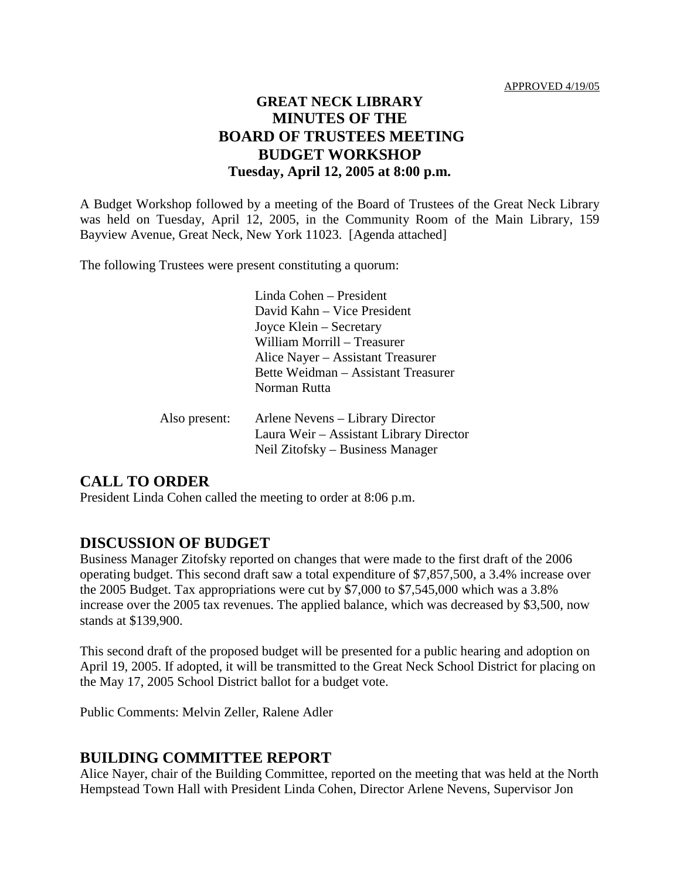APPROVED 4/19/05

# GREAT NECK LIBRARY
# MINUTES OF THE
# BOARD OF TRUSTEES MEETING
# BUDGET WORKSHOP
**Tuesday, April 12, 2005 at 8:00 p.m.**

A Budget Workshop followed by a meeting of the Board of Trustees of the Great Neck Library was held on Tuesday, April 12, 2005, in the Community Room of the Main Library, 159 Bayview Avenue, Great Neck, New York 11023. [Agenda attached]

The following Trustees were present constituting a quorum:

Linda Cohen – President
David Kahn – Vice President
Joyce Klein – Secretary
William Morrill – Treasurer
Alice Nayer – Assistant Treasurer
Bette Weidman – Assistant Treasurer
Norman Rutta

Also present:
Arlene Nevens – Library Director
Laura Weir – Assistant Library Director
Neil Zitofsky – Business Manager

## CALL TO ORDER

President Linda Cohen called the meeting to order at 8:06 p.m.

## DISCUSSION OF BUDGET

Business Manager Zitofsky reported on changes that were made to the first draft of the 2006 operating budget. This second draft saw a total expenditure of $7,857,500, a 3.4% increase over the 2005 Budget. Tax appropriations were cut by $7,000 to $7,545,000 which was a 3.8% increase over the 2005 tax revenues. The applied balance, which was decreased by $3,500, now stands at $139,900.

This second draft of the proposed budget will be presented for a public hearing and adoption on April 19, 2005. If adopted, it will be transmitted to the Great Neck School District for placing on the May 17, 2005 School District ballot for a budget vote.

Public Comments: Melvin Zeller, Ralene Adler

## BUILDING COMMITTEE REPORT

Alice Nayer, chair of the Building Committee, reported on the meeting that was held at the North Hempstead Town Hall with President Linda Cohen, Director Arlene Nevens, Supervisor Jon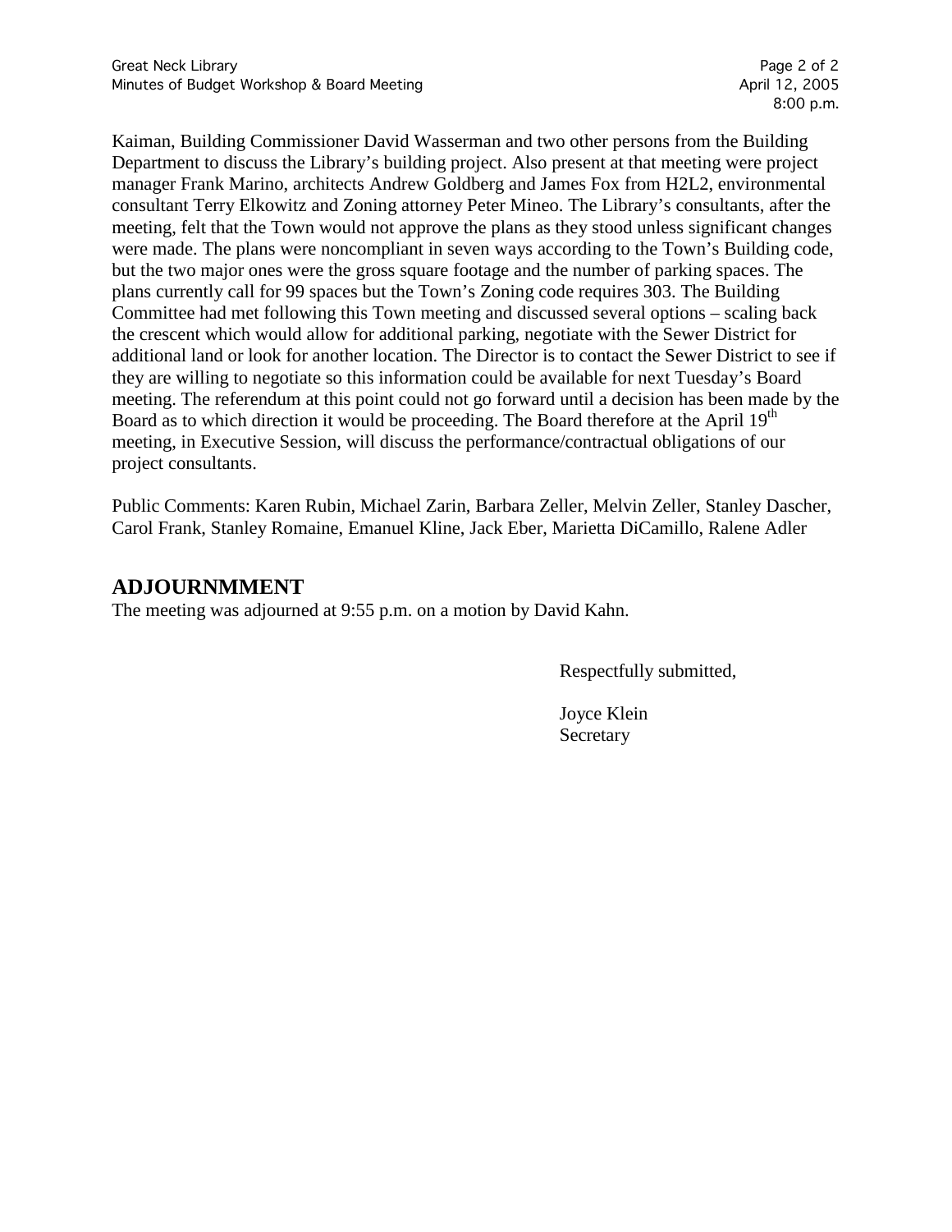Kaiman, Building Commissioner David Wasserman and two other persons from the Building Department to discuss the Library's building project. Also present at that meeting were project manager Frank Marino, architects Andrew Goldberg and James Fox from H2L2, environmental consultant Terry Elkowitz and Zoning attorney Peter Mineo. The Library's consultants, after the meeting, felt that the Town would not approve the plans as they stood unless significant changes were made. The plans were noncompliant in seven ways according to the Town's Building code, but the two major ones were the gross square footage and the number of parking spaces. The plans currently call for 99 spaces but the Town's Zoning code requires 303. The Building Committee had met following this Town meeting and discussed several options – scaling back the crescent which would allow for additional parking, negotiate with the Sewer District for additional land or look for another location. The Director is to contact the Sewer District to see if they are willing to negotiate so this information could be available for next Tuesday's Board meeting. The referendum at this point could not go forward until a decision has been made by the Board as to which direction it would be proceeding. The Board therefore at the April 19th meeting, in Executive Session, will discuss the performance/contractual obligations of our project consultants.

Public Comments: Karen Rubin, Michael Zarin, Barbara Zeller, Melvin Zeller, Stanley Dascher, Carol Frank, Stanley Romaine, Emanuel Kline, Jack Eber, Marietta DiCamillo, Ralene Adler

## ADJOURNMMENT

The meeting was adjourned at 9:55 p.m. on a motion by David Kahn.

Respectfully submitted,

Joyce Klein
Secretary